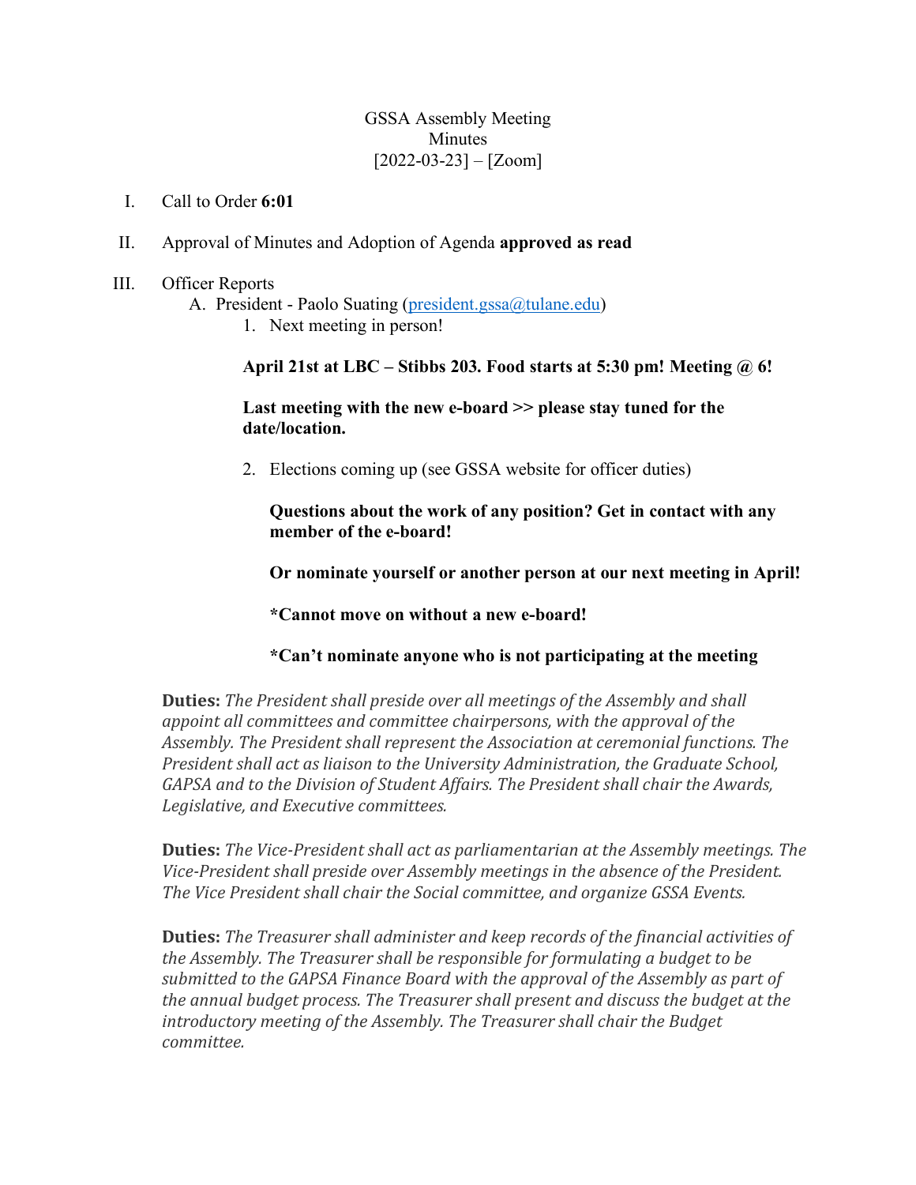GSSA Assembly Meeting
Minutes
[2022-03-23] – [Zoom]

I. Call to Order **6:01**

II. Approval of Minutes and Adoption of Agenda **approved as read**

III. Officer Reports
   A. President - Paolo Suating ([president.gssa@tulane.edu](mailto:president.gssa@tulane.edu))
      1. Next meeting in person!

         **April 21st at LBC – Stibbs 203. Food starts at 5:30 pm! Meeting @ 6!**

         **Last meeting with the new e-board >> please stay tuned for the date/location.**

      2. Elections coming up (see GSSA website for officer duties)

         **Questions about the work of any position? Get in contact with any member of the e-board!**

         **Or nominate yourself or another person at our next meeting in April!**

         **\*Cannot move on without a new e-board!**

         **\*Can't nominate anyone who is not participating at the meeting**

**Duties:** *The President shall preside over all meetings of the Assembly and shall appoint all committees and committee chairpersons, with the approval of the Assembly. The President shall represent the Association at ceremonial functions. The President shall act as liaison to the University Administration, the Graduate School, GAPSA and to the Division of Student Affairs. The President shall chair the Awards, Legislative, and Executive committees.*

**Duties:** *The Vice-President shall act as parliamentarian at the Assembly meetings. The Vice-President shall preside over Assembly meetings in the absence of the President. The Vice President shall chair the Social committee, and organize GSSA Events.*

**Duties:** *The Treasurer shall administer and keep records of the financial activities of the Assembly. The Treasurer shall be responsible for formulating a budget to be submitted to the GAPSA Finance Board with the approval of the Assembly as part of the annual budget process. The Treasurer shall present and discuss the budget at the introductory meeting of the Assembly. The Treasurer shall chair the Budget committee.*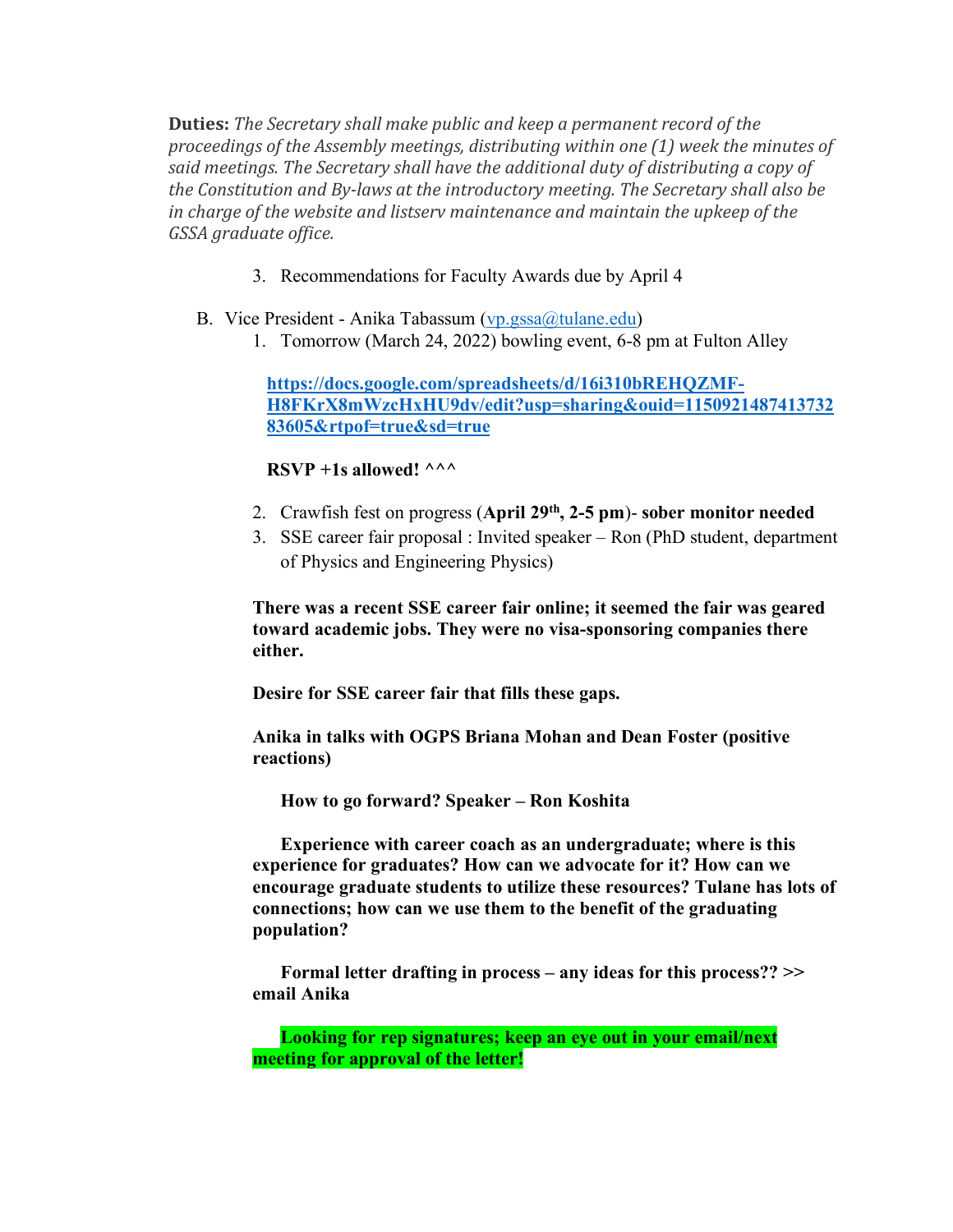**Duties:** *The Secretary shall make public and keep a permanent record of the proceedings of the Assembly meetings, distributing within one (1) week the minutes of said meetings. The Secretary shall have the additional duty of distributing a copy of the Constitution and By-laws at the introductory meeting. The Secretary shall also be in charge of the website and listserv maintenance and maintain the upkeep of the GSSA graduate office.*

3. Recommendations for Faculty Awards due by April 4

B. Vice President - Anika Tabassum (vp.gssa@tulane.edu)

1. Tomorrow (March 24, 2022) bowling event, 6-8 pm at Fulton Alley

   **https://docs.google.com/spreadsheets/d/16i310bREHQZMF-H8FKrX8mWzcHxHU9dv/edit?usp=sharing&ouid=115092148741373283605&rtpof=true&sd=true**

   **RSVP +1s allowed! ^^^**

2. Crawfish fest on progress (**April 29th, 2-5 pm**)- **sober monitor needed**
3. SSE career fair proposal : Invited speaker – Ron (PhD student, department of Physics and Engineering Physics)

**There was a recent SSE career fair online; it seemed the fair was geared toward academic jobs. They were no visa-sponsoring companies there either.**

**Desire for SSE career fair that fills these gaps.**

**Anika in talks with OGPS Briana Mohan and Dean Foster (positive reactions)**

**How to go forward? Speaker – Ron Koshita**

**Experience with career coach as an undergraduate; where is this experience for graduates? How can we advocate for it? How can we encourage graduate students to utilize these resources? Tulane has lots of connections; how can we use them to the benefit of the graduating population?**

**Formal letter drafting in process – any ideas for this process?? >> email Anika**

**Looking for rep signatures; keep an eye out in your email/next meeting for approval of the letter!**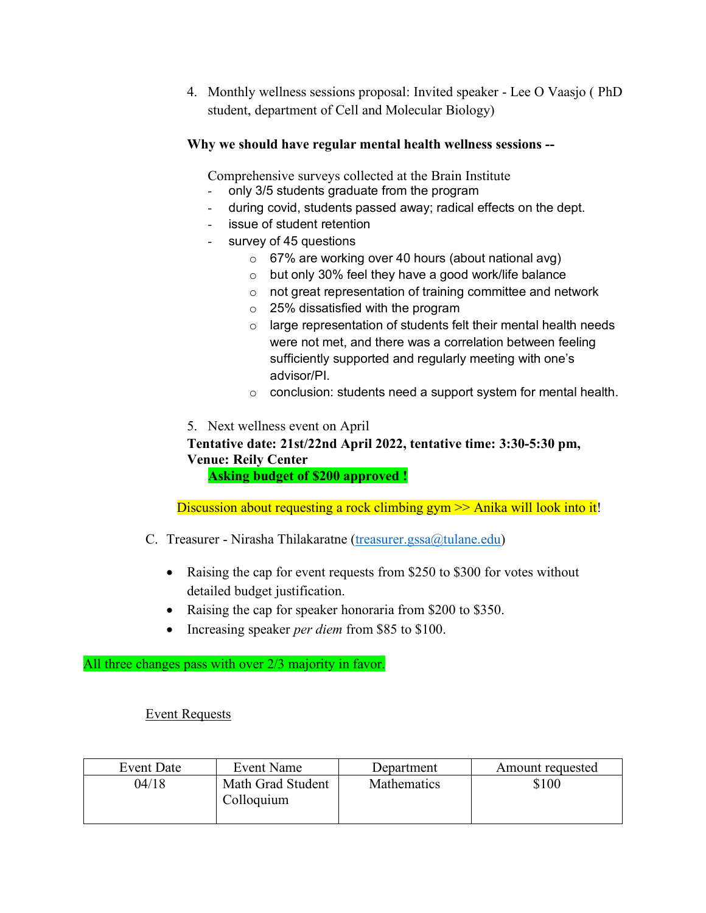4. Monthly wellness sessions proposal: Invited speaker - Lee O Vaasjo ( PhD student, department of Cell and Molecular Biology)

**Why we should have regular mental health wellness sessions --**

Comprehensive surveys collected at the Brain Institute

- only 3/5 students graduate from the program
- during covid, students passed away; radical effects on the dept.
- issue of student retention
- survey of 45 questions
  - 67% are working over 40 hours (about national avg)
  - but only 30% feel they have a good work/life balance
  - not great representation of training committee and network
  - 25% dissatisfied with the program
  - large representation of students felt their mental health needs were not met, and there was a correlation between feeling sufficiently supported and regularly meeting with one's advisor/PI.
  - conclusion: students need a support system for mental health.

5. Next wellness event on April

**Tentative date: 21st/22nd April 2022, tentative time: 3:30-5:30 pm, Venue: Reily Center**

**Asking budget of $200 approved !**

Discussion about requesting a rock climbing gym >> Anika will look into it!

C. Treasurer - Nirasha Thilakaratne (treasurer.gssa@tulane.edu)

- Raising the cap for event requests from $250 to $300 for votes without detailed budget justification.
- Raising the cap for speaker honoraria from $200 to $350.
- Increasing speaker *per diem* from $85 to $100.

All three changes pass with over 2/3 majority in favor.

Event Requests

| Event Date | Event Name | Department | Amount requested |
|---|---|---|---|
| 04/18 | Math Grad Student Colloquium | Mathematics | $100 |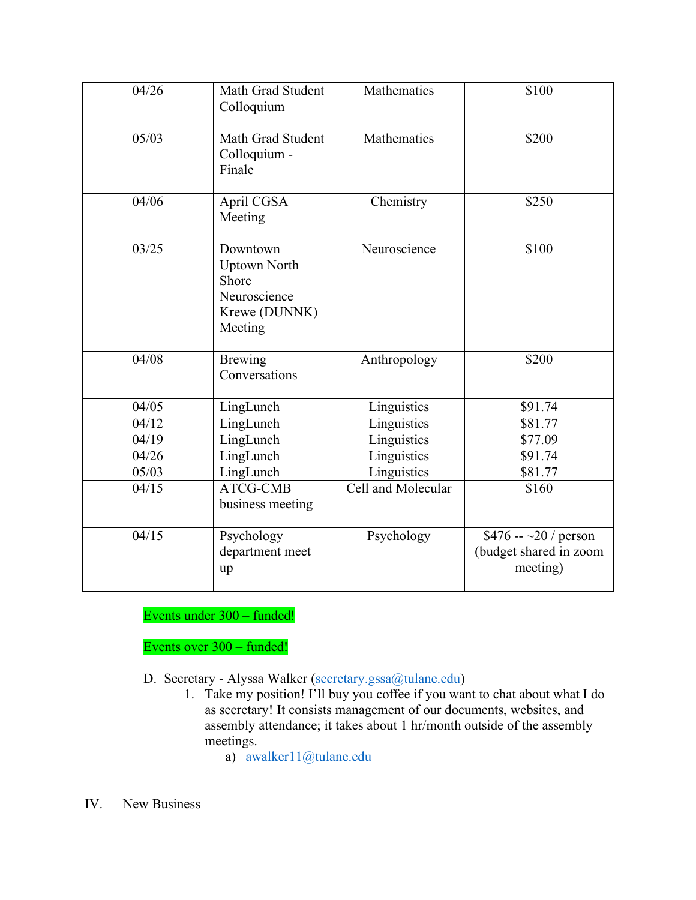| 04/26 | Math Grad Student Colloquium | Mathematics | $100 |
|---|---|---|---|
| 05/03 | Math Grad Student Colloquium - Finale | Mathematics | $200 |
| 04/06 | April CGSA Meeting | Chemistry | $250 |
| 03/25 | Downtown Uptown North Shore Neuroscience Krewe (DUNNK) Meeting | Neuroscience | $100 |
| 04/08 | Brewing Conversations | Anthropology | $200 |
| 04/05 | LingLunch | Linguistics | $91.74 |
| 04/12 | LingLunch | Linguistics | $81.77 |
| 04/19 | LingLunch | Linguistics | $77.09 |
| 04/26 | LingLunch | Linguistics | $91.74 |
| 05/03 | LingLunch | Linguistics | $81.77 |
| 04/15 | ATCG-CMB business meeting | Cell and Molecular | $160 |
| 04/15 | Psychology department meet up | Psychology | $476 -- ~20 / person (budget shared in zoom meeting) |

Events under 300 – funded!

Events over 300 – funded!

D. Secretary - Alyssa Walker (secretary.gssa@tulane.edu)
   1. Take my position! I'll buy you coffee if you want to chat about what I do as secretary! It consists management of our documents, websites, and assembly attendance; it takes about 1 hr/month outside of the assembly meetings.
      a) awalker11@tulane.edu

IV. New Business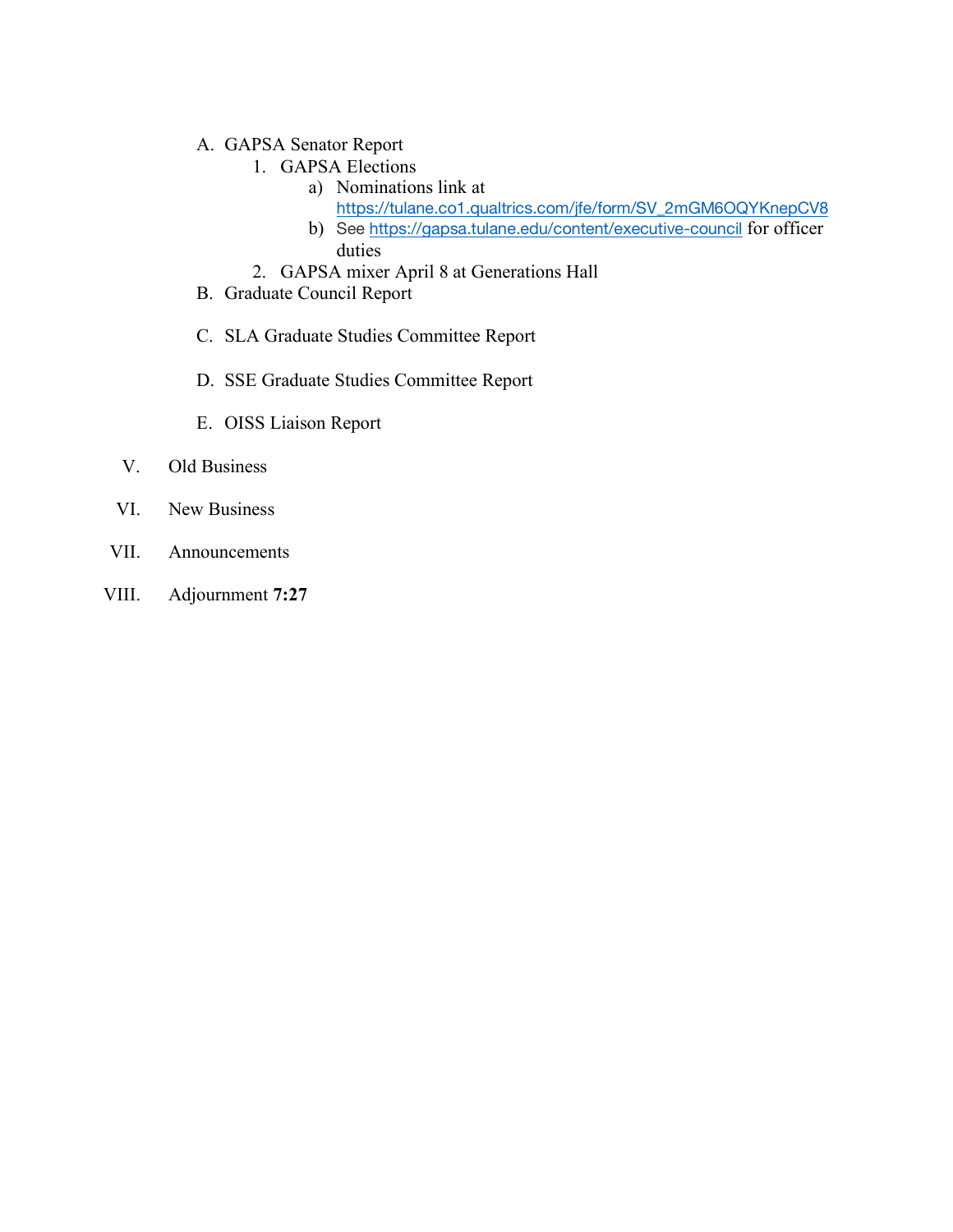A. GAPSA Senator Report
    1. GAPSA Elections
        a) Nominations link at https://tulane.co1.qualtrics.com/jfe/form/SV_2mGM6OQYKnepCV8
        b) See https://gapsa.tulane.edu/content/executive-council for officer duties
    2. GAPSA mixer April 8 at Generations Hall
B. Graduate Council Report
C. SLA Graduate Studies Committee Report
D. SSE Graduate Studies Committee Report
E. OISS Liaison Report

V. Old Business

VI. New Business

VII. Announcements

VIII. Adjournment **7:27**